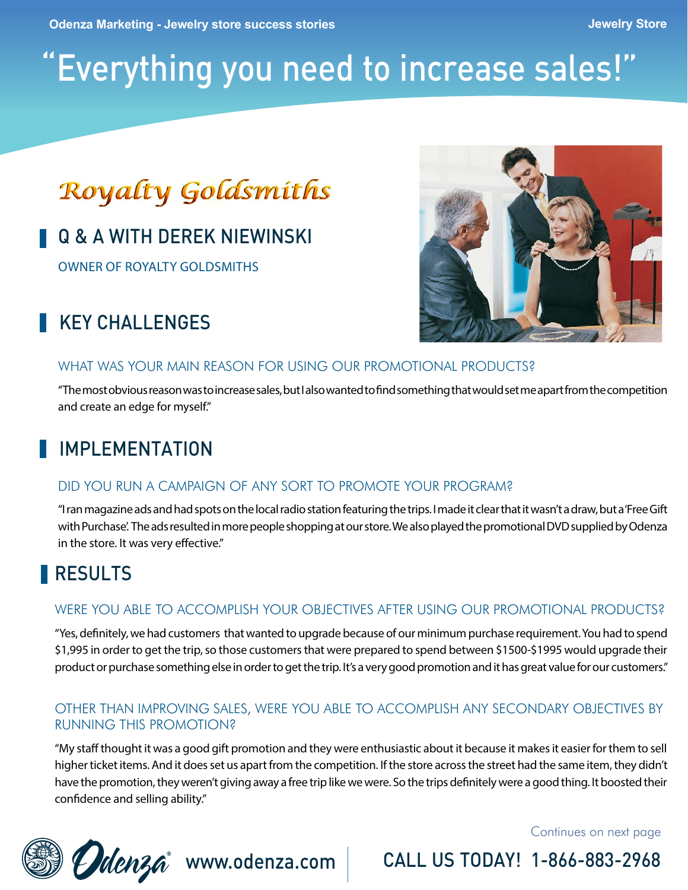# "Everything you need to increase sales!"

## Royalty Goldsmiths

## Q & A WITH DEREK NIEWINSKI

OWNER OF ROYALTY GOLDSMITHS

## KEY CHALLENGES

### WHAT WAS YOUR MAIN REASON FOR USING OUR PROMOTIONAL PRODUCTS?

"The most obvious reason was to increase sales, but I also wanted to find something that would set me apart from the competition and create an edge for myself."

## IMPLEMENTATION

### DID YOU RUN A CAMPAIGN OF ANY SORT TO PROMOTE YOUR PROGRAM?

"I ran magazine ads and had spots on the local radio station featuring the trips. I made it clear that it wasn't a draw, but a 'Free Gift with Purchase'. The ads resulted in more people shopping at our store. We also played the promotional DVD supplied by Odenza in the store. It was very effective."

## RESULTS

### WERE YOU ABLE TO ACCOMPLISH YOUR OBJECTIVES AFTER USING OUR PROMOTIONAL PRODUCTS?

"Yes, definitely, we had customers that wanted to upgrade because of our minimum purchase requirement. You had to spend $1,995 in order to get the trip, so those customers that were prepared to spend between $1500-$1995 would upgrade their product or purchase something else in order to get the trip. It's a very good promotion and it has great value for our customers."

### OTHER THAN IMPROVING SALES, WERE YOU ABLE TO ACCOMPLISH ANY SECONDARY OBJECTIVES BY RUNNING THIS PROMOTION?

"My staff thought it was a good gift promotion and they were enthusiastic about it because it makes it easier for them to sell higher ticket items. And it does set us apart from the competition. If the store across the street had the same item, they didn't have the promotion, they weren't giving away a free trip like we were. So the trips definitely were a good thing. It boosted their confidence and selling ability."

Continues on next page

Odenza® www.odenza.com | CALL US TODAY! 1-866-883-2968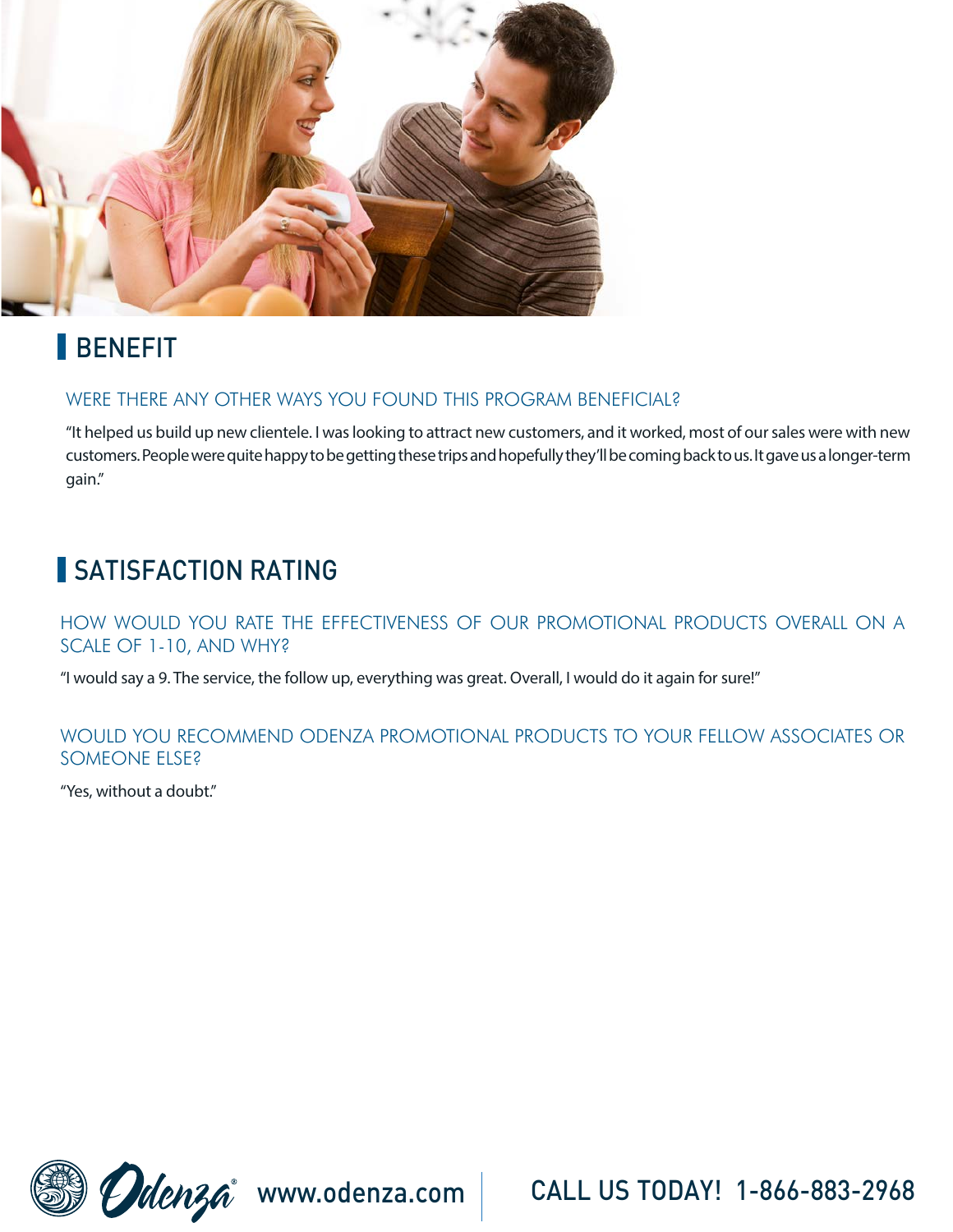## BENEFIT

### WERE THERE ANY OTHER WAYS YOU FOUND THIS PROGRAM BENEFICIAL?

“It helped us build up new clientele. I was looking to attract new customers, and it worked, most of our sales were with new customers. People were quite happy to be getting these trips and hopefully they’ll be coming back to us. It gave us a longer-term gain.”

## SATISFACTION RATING

### HOW WOULD YOU RATE THE EFFECTIVENESS OF OUR PROMOTIONAL PRODUCTS OVERALL ON A SCALE OF 1-10, AND WHY?

“I would say a 9. The service, the follow up, everything was great. Overall, I would do it again for sure!”

### WOULD YOU RECOMMEND ODENZA PROMOTIONAL PRODUCTS TO YOUR FELLOW ASSOCIATES OR SOMEONE ELSE?

“Yes, without a doubt.”

Odenza® www.odenza.com | CALL US TODAY! 1-866-883-2968